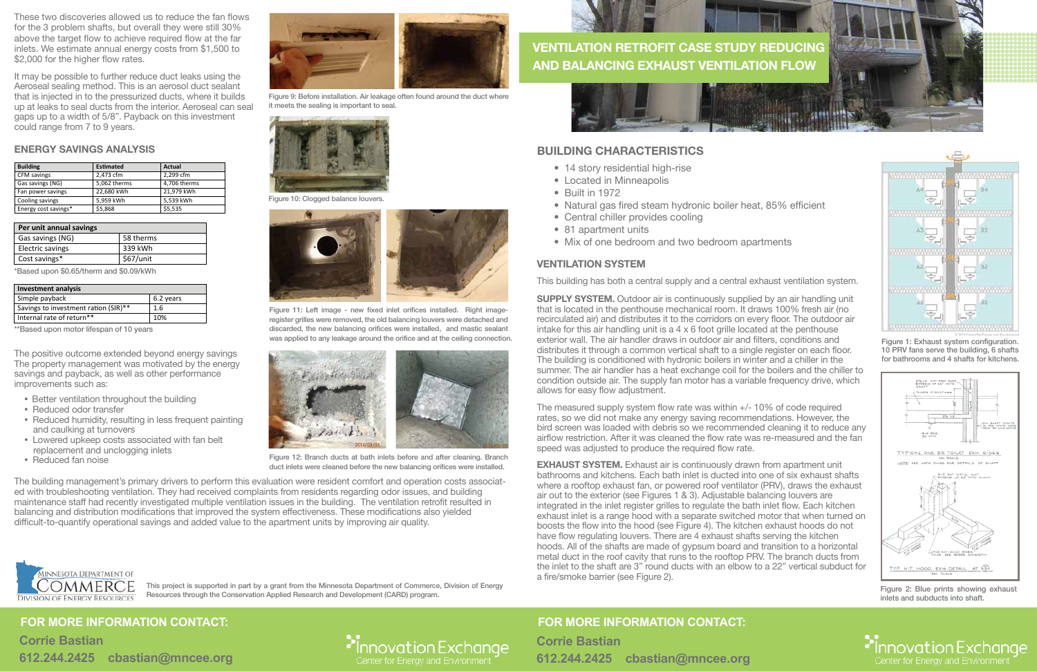# VENTILATION RETROFIT CASE STUDY REDUCING AND BALANCING EXHAUST VENTILATION FLOW

## BUILDING CHARACTERISTICS

- 14 story residential high-rise
- Located in Minneapolis
- Built in 1972
- Natural gas fired steam hydronic boiler heat, 85% efficient
- Central chiller provides cooling
- 81 apartment units
- Mix of one bedroom and two bedroom apartments

### VENTILATION SYSTEM

This building has both a central supply and a central exhaust ventilation system.

**SUPPLY SYSTEM.** Outdoor air is continuously supplied by an air handling unit that is located in the penthouse mechanical room. It draws 100% fresh air (no recirculated air) and distributes it to the corridors on every floor. The outdoor air intake for this air handling unit is a 4 x 6 foot grille located at the penthouse exterior wall. The air handler draws in outdoor air and filters, conditions and distributes it through a common vertical shaft to a single register on each floor. The building is conditioned with hydronic boilers in winter and a chiller in the summer. The air handler has a heat exchange coil for the boilers and the chiller to condition outside air. The supply fan motor has a variable frequency drive, which allows for easy flow adjustment.

The measured supply system flow rate was within +/- 10% of code required rates, so we did not make any energy saving recommendations. However, the bird screen was loaded with debris so we recommended cleaning it to reduce any airflow restriction. After it was cleaned the flow rate was re-measured and the fan speed was adjusted to produce the required flow rate.

**EXHAUST SYSTEM.** Exhaust air is continuously drawn from apartment unit bathrooms and kitchens. Each bath inlet is ducted into one of six exhaust shafts where a rooftop exhaust fan, or powered roof ventilator (PRV), draws the exhaust air out to the exterior (see Figures 1 & 3). Adjustable balancing louvers are integrated in the inlet register grilles to regulate the bath inlet flow. Each kitchen exhaust inlet is a range hood with a separate switched motor that when turned on boosts the flow into the hood (see Figure 4). The kitchen exhaust hoods do not have flow regulating louvers. There are 4 exhaust shafts serving the kitchen hoods. All of the shafts are made of gypsum board and transition to a horizontal metal duct in the roof cavity that runs to the rooftop PRV. The branch ducts from the inlet to the shaft are 3" round ducts with an elbow to a 22" vertical subduct for a fire/smoke barrier (see Figure 2).

Figure 1: Exhaust system configuration. 10 PRV fans serve the building, 6 shafts for bathrooms and 4 shafts for kitchens.

Figure 2: Blue prints showing exhaust inlets and subducts into shaft.

These two discoveries allowed us to reduce the fan flows for the 3 problem shafts, but overall they were still 30% above the target flow to achieve required flow at the far inlets. We estimate annual energy costs from $1,500 to $2,000 for the higher flow rates.

It may be possible to further reduce duct leaks using the Aeroseal sealing method. This is an aerosol duct sealant that is injected in to the pressurized ducts, where it builds up at leaks to seal ducts from the interior. Aeroseal can seal gaps up to a width of 5/8". Payback on this investment could range from 7 to 9 years.

## ENERGY SAVINGS ANALYSIS

| Building | Estimated | Actual |
|---|---|---|
| CFM savings | 2,473 cfm | 2,299 cfm |
| Gas savings (NG) | 5,062 therms | 4,706 therms |
| Fan power savings | 22,680 kWh | 21,979 kWh |
| Cooling savings | 5,959 kWh | 5,539 kWh |
| Energy cost savings* | $5,868 | $5,535 |

| Per unit annual savings | |
|---|---|
| Gas savings (NG) | 58 therms |
| Electric savings | 339 kWh |
| Cost savings* | $67/unit |

*Based upon $0.65/therm and $0.09/kWh

| Investment analysis | |
|---|---|
| Simple payback | 6.2 years |
| Savings to investment ration (SIR)** | 1.6 |
| Internal rate of return** | 10% |

**Based upon motor lifespan of 10 years

The positive outcome extended beyond energy savings The property management was motivated by the energy savings and payback, as well as other performance improvements such as:

- Better ventilation throughout the building
- Reduced odor transfer
- Reduced humidity, resulting in less frequent painting and caulking at turnovers
- Lowered upkeep costs associated with fan belt replacement and unclogging inlets
- Reduced fan noise

The building management's primary drivers to perform this evaluation were resident comfort and operation costs associated with troubleshooting ventilation. They had received complaints from residents regarding odor issues, and building maintenance staff had recently investigated multiple ventilation issues in the building. The ventilation retrofit resulted in balancing and distribution modifications that improved the system effectiveness. These modifications also yielded difficult-to-quantify operational savings and added value to the apartment units by improving air quality.

Figure 9: Before installation. Air leakage often found around the duct where it meets the sealing is important to seal.

Figure 10: Clogged balance louvers.

Figure 11: Left image - new fixed inlet orifices installed. Right image- register grilles were removed, the old balancing louvers were detached and discarded, the new balancing orifices were installed, and mastic sealant was applied to any leakage around the orifice and at the ceiling connection.

Figure 12: Branch ducts at bath inlets before and after cleaning. Branch duct inlets were cleaned before the new balancing orifices were installed.

This project is supported in part by a grant from the Minnesota Department of Commerce, Division of Energy Resources through the Conservation Applied Research and Development (CARD) program.

**FOR MORE INFORMATION CONTACT:**

**Corrie Bastian**

**612.244.2425 cbastian@mncee.org**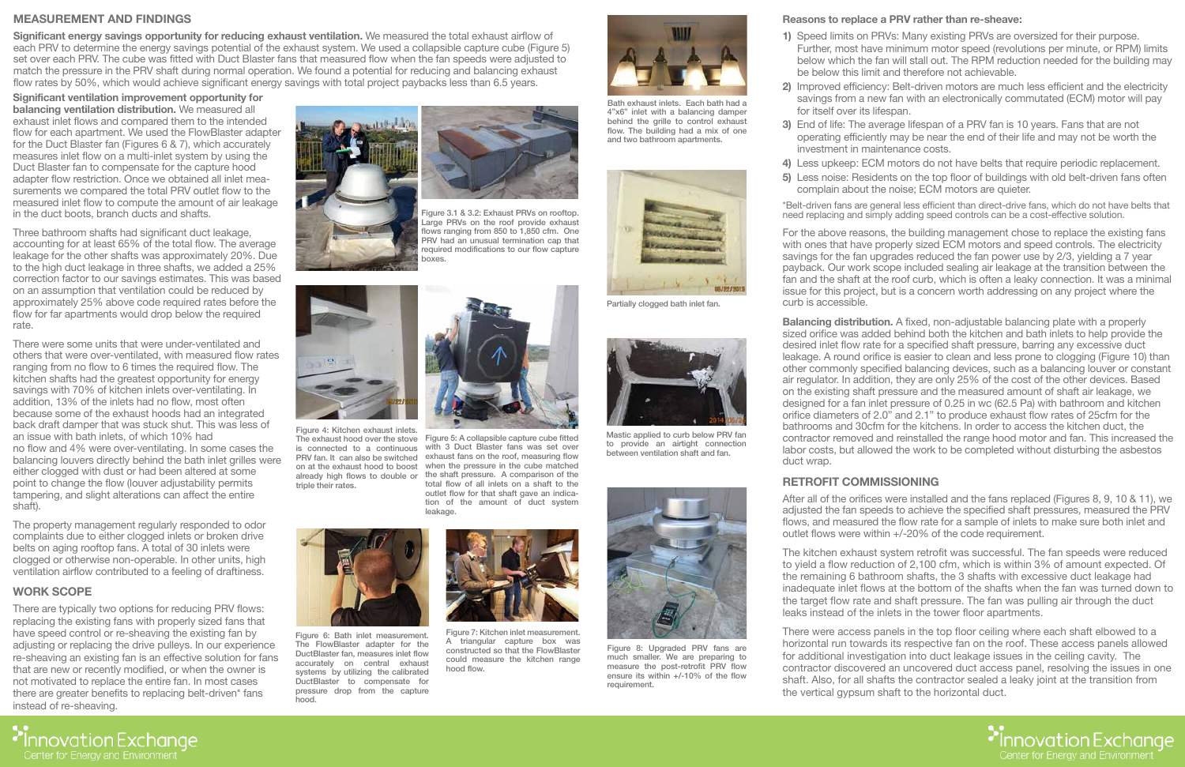## MEASUREMENT AND FINDINGS

**Significant energy savings opportunity for reducing exhaust ventilation.** We measured the total exhaust airflow of each PRV to determine the energy savings potential of the exhaust system. We used a collapsible capture cube (Figure 5) set over each PRV. The cube was fitted with Duct Blaster fans that measured flow when the fan speeds were adjusted to match the pressure in the PRV shaft during normal operation. We found a potential for reducing and balancing exhaust flow rates by 50%, which would achieve significant energy savings with total project paybacks less than 6.5 years.

**Significant ventilation improvement opportunity for balancing ventilation distribution.** We measured all exhaust inlet flows and compared them to the intended flow for each apartment. We used the FlowBlaster adapter for the Duct Blaster fan (Figures 6 & 7), which accurately measures inlet flow on a multi-inlet system by using the Duct Blaster fan to compensate for the capture hood adapter flow restriction. Once we obtained all inlet measurements we compared the total PRV outlet flow to the measured inlet flow to compute the amount of air leakage in the duct boots, branch ducts and shafts.

Three bathroom shafts had significant duct leakage, accounting for at least 65% of the total flow. The average leakage for the other shafts was approximately 20%. Due to the high duct leakage in three shafts, we added a 25% correction factor to our savings estimates. This was based on an assumption that ventilation could be reduced by approximately 25% above code required rates before the flow for far apartments would drop below the required rate.

There were some units that were under-ventilated and others that were over-ventilated, with measured flow rates ranging from no flow to 6 times the required flow. The kitchen shafts had the greatest opportunity for energy savings with 70% of kitchen inlets over-ventilating. In addition, 13% of the inlets had no flow, most often because some of the exhaust hoods had an integrated back draft damper that was stuck shut. This was less of an issue with bath inlets, of which 10% had no flow and 4% were over-ventilating. In some cases the balancing louvers directly behind the bath inlet grilles were either clogged with dust or had been altered at some point to change the flow (louver adjustability permits tampering, and slight alterations can affect the entire shaft).

The property management regularly responded to odor complaints due to either clogged inlets or broken drive belts on aging rooftop fans. A total of 30 inlets were clogged or otherwise non-operable. In other units, high ventilation airflow contributed to a feeling of draftiness.

Figure 3.1 & 3.2: Exhaust PRVs on rooftop. Large PRVs on the roof provide exhaust flows ranging from 850 to 1,850 cfm. One PRV had an unusual termination cap that required modifications to our flow capture boxes.

Figure 4: Kitchen exhaust inlets. The exhaust hood over the stove is connected to a continuous PRV fan. It can also be switched on at the exhaust hood to boost already high flows to double or triple their rates.

Figure 5: A collapsible capture cube fitted with 3 Duct Blaster fans was set over exhaust fans on the roof, measuring flow when the pressure in the cube matched the shaft pressure. A comparison of the total flow of all inlets on a shaft to the outlet flow for that shaft gave an indication of the amount of duct system leakage.

Figure 6: Bath inlet measurement. The FlowBlaster adapter for the DuctBlaster fan, measures inlet flow accurately on central exhaust systems by utilizing the calibrated DuctBlaster to compensate for pressure drop from the capture hood.

Figure 7: Kitchen inlet measurement. A triangular capture box was constructed so that the FlowBlaster could measure the kitchen range hood flow.

## WORK SCOPE

There are typically two options for reducing PRV flows: replacing the existing fans with properly sized fans that have speed control or re-sheaving the existing fan by adjusting or replacing the drive pulleys. In our experience re-sheaving an existing fan is an effective solution for fans that are new or recently modified, or when the owner is not motivated to replace the entire fan. In most cases there are greater benefits to replacing belt-driven* fans instead of re-sheaving.

Bath exhaust inlets. Each bath had a 4"x6" inlet with a balancing damper behind the grille to control exhaust flow. The building had a mix of one and two bathroom apartments.

Partially clogged bath inlet fan.

Mastic applied to curb below PRV fan to provide an airtight connection between ventilation shaft and fan.

Figure 8: Upgraded PRV fans are much smaller. We are preparing to measure the post-retrofit PRV flow ensure its within +/-10% of the flow requirement.

**Reasons to replace a PRV rather than re-sheave:**

1) Speed limits on PRVs: Many existing PRVs are oversized for their purpose. Further, most have minimum motor speed (revolutions per minute, or RPM) limits below which the fan will stall out. The RPM reduction needed for the building may be below this limit and therefore not achievable.
2) Improved efficiency: Belt-driven motors are much less efficient and the electricity savings from a new fan with an electronically commutated (ECM) motor will pay for itself over its lifespan.
3) End of life: The average lifespan of a PRV fan is 10 years. Fans that are not operating efficiently may be near the end of their life and may not be worth the investment in maintenance costs.
4) Less upkeep: ECM motors do not have belts that require periodic replacement.
5) Less noise: Residents on the top floor of buildings with old belt-driven fans often complain about the noise; ECM motors are quieter.

*Belt-driven fans are general less efficient than direct-drive fans, which do not have belts that need replacing and simply adding speed controls can be a cost-effective solution.

For the above reasons, the building management chose to replace the existing fans with ones that have properly sized ECM motors and speed controls. The electricity savings for the fan upgrades reduced the fan power use by 2/3, yielding a 7 year payback. Our work scope included sealing air leakage at the transition between the fan and the shaft at the roof curb, which is often a leaky connection. It was a minimal issue for this project, but is a concern worth addressing on any project where the curb is accessible.

**Balancing distribution.** A fixed, non-adjustable balancing plate with a properly sized orifice was added behind both the kitchen and bath inlets to help provide the desired inlet flow rate for a specified shaft pressure, barring any excessive duct leakage. A round orifice is easier to clean and less prone to clogging (Figure 10) than other commonly specified balancing devices, such as a balancing louver or constant air regulator. In addition, they are only 25% of the cost of the other devices. Based on the existing shaft pressure and the measured amount of shaft air leakage, we designed for a fan inlet pressure of 0.25 in wc (62.5 Pa) with bathroom and kitchen orifice diameters of 2.0" and 2.1" to produce exhaust flow rates of 25cfm for the bathrooms and 30cfm for the kitchens. In order to access the kitchen duct, the contractor removed and reinstalled the range hood motor and fan. This increased the labor costs, but allowed the work to be completed without disturbing the asbestos duct wrap.

## RETROFIT COMMISSIONING

After all of the orifices were installed and the fans replaced (Figures 8, 9, 10 & 11), we adjusted the fan speeds to achieve the specified shaft pressures, measured the PRV flows, and measured the flow rate for a sample of inlets to make sure both inlet and outlet flows were within +/-20% of the code requirement.

The kitchen exhaust system retrofit was successful. The fan speeds were reduced to yield a flow reduction of 2,100 cfm, which is within 3% of amount expected. Of the remaining 6 bathroom shafts, the 3 shafts with excessive duct leakage had inadequate inlet flows at the bottom of the shafts when the fan was turned down to the target flow rate and shaft pressure. The fan was pulling air through the duct leaks instead of the inlets in the tower floor apartments.

There were access panels in the top floor ceiling where each shaft elbowed to a horizontal run towards its respective fan on the roof. These access panels allowed for additional investigation into duct leakage issues in the ceiling cavity. The contractor discovered an uncovered duct access panel, resolving the issues in one shaft. Also, for all shafts the contractor sealed a leaky joint at the transition from the vertical gypsum shaft to the horizontal duct.